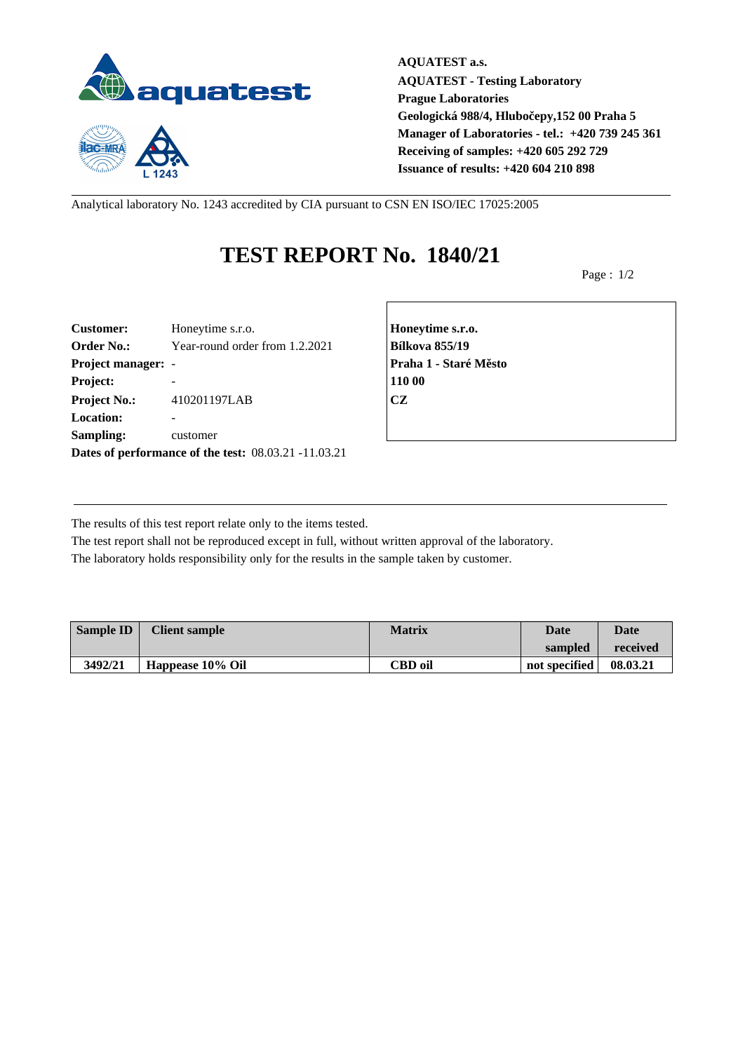**AQUATEST a.s.**
**AQUATEST - Testing Laboratory**
**Prague Laboratories**
**Geologická 988/4, Hlubočepy,152 00 Praha 5**
**Manager of Laboratories - tel.: +420 739 245 361**
**Receiving of samples: +420 605 292 729**
**Issuance of results: +420 604 210 898**

Analytical laboratory No. 1243 accredited by CIA pursuant to CSN EN ISO/IEC 17025:2005

# TEST REPORT No. 1840/21

**Customer:** Honeytime s.r.o.
**Order No.:** Year-round order from 1.2.2021
**Project manager:** -
**Project:** -
**Project No.:** 410201197LAB
**Location:** -
**Sampling:** customer
**Dates of performance of the test:** 08.03.21 -11.03.21

**Honeytime s.r.o.**
**Bílkova 855/19**
**Praha 1 - Staré Město**
**110 00**
**CZ**

The results of this test report relate only to the items tested.
The test report shall not be reproduced except in full, without written approval of the laboratory.
The laboratory holds responsibility only for the results in the sample taken by customer.

| Sample ID | Client sample | Matrix | Date sampled | Date received |
|---|---|---|---|---|
| 3492/21 | Happease 10% Oil | CBD oil | not specified | 08.03.21 |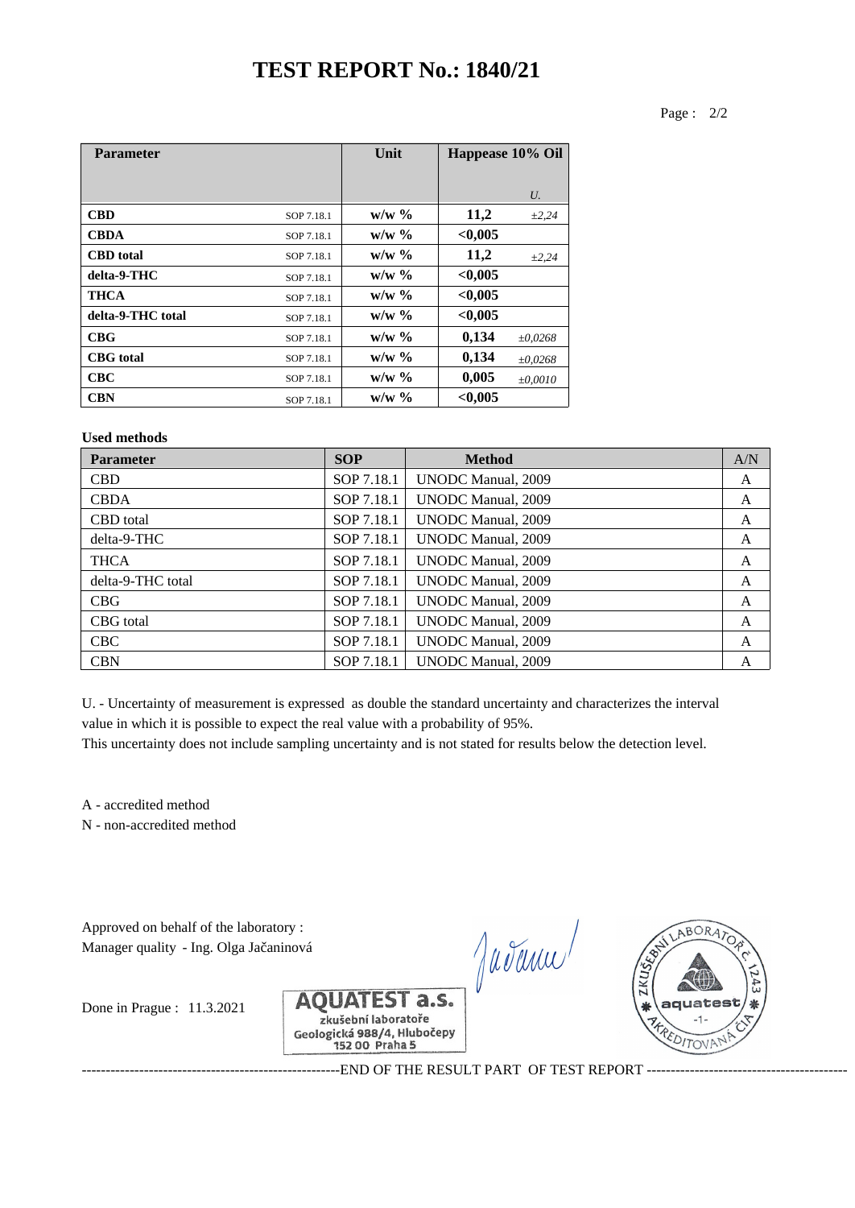# TEST REPORT No.: 1840/21

| Parameter | | Unit | Happease 10% Oil | |
|---|---|---|---|---|
| | | | | *U.* |
| **CBD** | SOP 7.18.1 | **w/w %** | **11,2** | *±2,24* |
| **CBDA** | SOP 7.18.1 | **w/w %** | **<0,005** | |
| **CBD total** | SOP 7.18.1 | **w/w %** | **11,2** | *±2,24* |
| **delta-9-THC** | SOP 7.18.1 | **w/w %** | **<0,005** | |
| **THCA** | SOP 7.18.1 | **w/w %** | **<0,005** | |
| **delta-9-THC total** | SOP 7.18.1 | **w/w %** | **<0,005** | |
| **CBG** | SOP 7.18.1 | **w/w %** | **0,134** | *±0,0268* |
| **CBG total** | SOP 7.18.1 | **w/w %** | **0,134** | *±0,0268* |
| **CBC** | SOP 7.18.1 | **w/w %** | **0,005** | *±0,0010* |
| **CBN** | SOP 7.18.1 | **w/w %** | **<0,005** | |

**Used methods**

| Parameter | SOP | Method | A/N |
|---|---|---|---|
| CBD | SOP 7.18.1 | UNODC Manual, 2009 | A |
| CBDA | SOP 7.18.1 | UNODC Manual, 2009 | A |
| CBD total | SOP 7.18.1 | UNODC Manual, 2009 | A |
| delta-9-THC | SOP 7.18.1 | UNODC Manual, 2009 | A |
| THCA | SOP 7.18.1 | UNODC Manual, 2009 | A |
| delta-9-THC total | SOP 7.18.1 | UNODC Manual, 2009 | A |
| CBG | SOP 7.18.1 | UNODC Manual, 2009 | A |
| CBG total | SOP 7.18.1 | UNODC Manual, 2009 | A |
| CBC | SOP 7.18.1 | UNODC Manual, 2009 | A |
| CBN | SOP 7.18.1 | UNODC Manual, 2009 | A |

U. - Uncertainty of measurement is expressed as double the standard uncertainty and characterizes the interval value in which it is possible to expect the real value with a probability of 95%.
This uncertainty does not include sampling uncertainty and is not stated for results below the detection level.

A - accredited method
N - non-accredited method

Approved on behalf of the laboratory :
Manager quality - Ing. Olga Jačaninová

Done in Prague : 11.3.2021

AQUATEST a.s.
zkušební laboratoře
Geologická 988/4, Hlubočepy
152 00 Praha 5

ZKUŠEBNÍ LABORATOŘ č. 1243
aquatest
-1-
AKREDITOVANÁ ČIA

-------------------------------------------------------END OF THE RESULT PART OF TEST REPORT -------------------------------------------